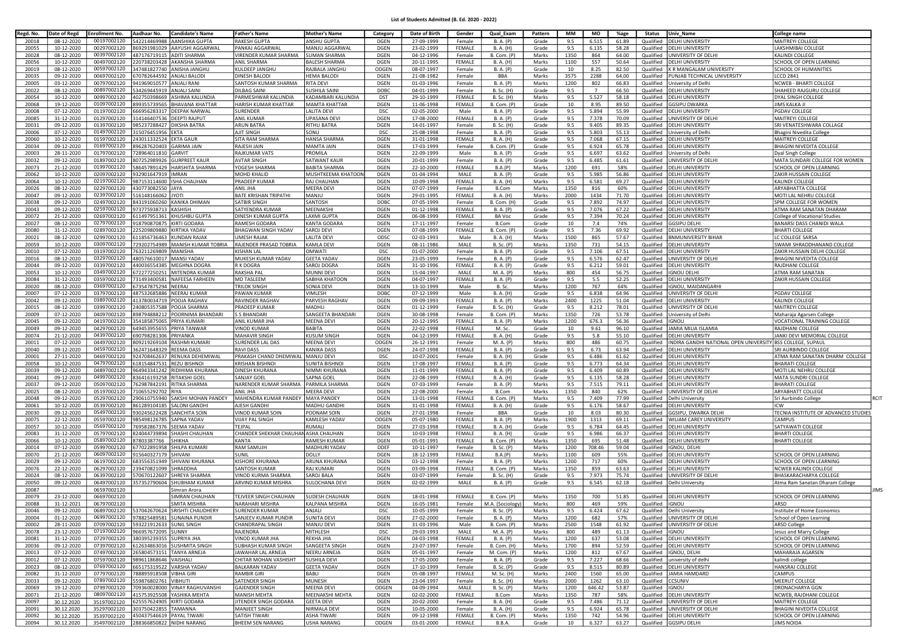# List of Students Admitted (B. Ed. 2020 - 2022)

| Regd. No. | Date of Regd | Enrollment No. | Aadhaar No. | Candidate's Name | Father's Name | Mother's Name | Category | Date of Birth | Gender | Qual_Exam | Pattern | MM | MO | %age | Status | Univ_Name | College name |
|---|---|---|---|---|---|---|---|---|---|---|---|---|---|---|---|---|---|
| 20018 | 08-12-2020 | 00197002120 | 542214469988 | AANSHIKA GUPTA | RAKESH GUPTA | ANSHU GUPTA | DGEN | 27-09-1999 | Female | B. A. (P) | Grade | 9.5 | 6.515 | 61.89 | Qualified | DELHI UNIVERSITY | MAITREYI COLLEGE |
| 20055 | 10-12-2020 | 00297002120 | 869291981029 | AAYUSHI AGGARWAL | PANKAJ AGGARWAL | MANJU AGGARWAL | DGEN | 23-02-1999 | FEMALE | B. A. (H) | Grade | 9.5 | 6.135 | 58.28 | Qualified | DELHI UNIVERSITY | LAKSHMIBAI COLLEGE |
| 20028 | 08-12-2020 | 00397002120 | 487176719115 | ADITI SHARMA | VIRENDER KUMAR SHARMA | SUMAN SHARMA | DGEN | 04-12-1996 | Female | B. Com. (P) | Marks | 1350 | 864 | 64.00 | Qualified | UNIVERSITY OF DELHI | KALINDI COLLEGE |
| 20056 | 10-12-2020 | 00497002120 | 220738203428 | AKANSHA SHARMA | ANIL SHARMA | BALESH SHARMA | DGEN | 20-11-1995 | FEMALE | B. A. (H) | Marks | 1100 | 557 | 50.64 | Qualified | DELHI UNIVERSITY | SCHOOL OF OPEN LEARNING |
| 20019 | 08-12-2020 | 00597002120 | 347481827740 | ANISHA JANGHU | KULDEEP JANGHU | RAJBALA JANGHU | ODGEN | 08-07-1997 | Female | B. A. (P) | Grade | 10 | 8.25 | 82.50 | Qualified | K R MANGALAM UNIVERSITY | SCHOOL OF HUMANITIES |
| 20035 | 09-12-2020 | 00697002120 | 670782644592 | ANJALI BALODI | DINESH BALODI | HEMA BALODI | DGEN | 21-08-1982 | Female | BBA | Marks | 3575 | 2288 | 64.00 | Qualified | PUNJAB TECHNICAL UNIVERSITY | LCCD 2841 |
| 20005 | 03-12-2020 | 00797002120 | 941969010577 | ANJALI RANI | SANTOSH KUMAR SHARMA | RITA DEVI | DGEN | 01-03-1996 | Female | B. A. (P) | Marks | 1200 | 802 | 66.83 | Qualified | University of Delhi | NCWEB - BHARTI COLLEGE |
| 20022 | 08-12-2020 | 00897002120 | 534269445919 | ANJALI SAINI | DILBAG SAINI | SUSHILA SAINI | DOBC | 04-01-1999 | Female | B. Sc. (H) | Grade | 9.5 | 7 | 66.50 | Qualified | DELHI UNIVERSITY | SHAHEED RAJGURU COLLEGE |
| 20054 | 10-12-2020 | 00997002120 | 402750398669 | ASHIMA KALUNDIA | PARMESHWAR KALUNDIA | KADAMBARI KALUNDIA | DST | 29-10-1999 | FEMALE | B. Sc. (H) | Marks | 9.5 | 5.527 | 58.18 | Qualified | DELHI UNIVERSITY | DYAL SINGH COLLEGE |
| 20068 | 19-12-2020 | 01097002120 | 899355739565 | BHAVANA KHATTAR | HARISH KUMAR KHATTAR | MAMTA KHATTAR | DGEN | 11-06-1998 | FEMALE | B. Com. (P) | Grade | 10 | 8.95 | 89.50 | Qualified | GGSIPU DWARKA | JIMS KALKA JI |
| 20008 | 07-12-2020 | 01197002120 | 666956283317 | DEEPAK NARWAL | SURENDER | LALITA DEVI | DSC | 02-05-2000 | Male | B. A. (P) | Grade | 9.5 | 5.894 | 55.99 | Qualified | DELHI UNIVERSITY | PGDAV COLLEGE |
| 20085 | 31-12-2020 | 01297002120 | 314146407536 | DEEPTI RAJPUT | ANIL KUMAR | UPASANA DEVI | DGEN | 17-08-2000 | FEMALE | B. A. (P) | Grade | 9.5 | 7.378 | 70.09 | Qualified | UNIVERSITY OF DELHI | MAITREYI COLLEGE |
| 20031 | 09-12-2020 | 01397002120 | 985237288427 | DIKSHA BATRA | ARUN BATRA | RITHU BATRA | DGEN | 14-01-1997 | Female | B. Sc. (H) | Grade | 9.5 | 9.405 | 89.35 | Qualified | DELHI UNIVERSITY | SRI VENATESHWARA COLLAGE |
| 20006 | 07-12-2020 | 01497002120 | 315076451956 | EKTA | AJIT SINGH | SONU | DSC | 25-08-1998 | Female | B. A. (P) | Grade | 9.5 | 5.803 | 55.13 | Qualified | University of Delhi | Bhagini Nivedita College |
| 20060 | 10-12-2020 | 01597002120 | 243011332524 | EKTA GAUR | SITA RAM SHARMA | HANSA SHARMA | DGEN | 31-01-1998 | FEMALE | B. A. (H) | Grade | 9.5 | 7.068 | 67.15 | Qualified | DELHI UNIVERSITY | MAITREYI COLLEGE |
| 20034 | 09-12-2020 | 01697002120 | 896287620403 | GARIMA JAIN | RAJESH JAIN | MAMTA JAIN | DGEN | 17-03-1999 | Female | B. Com. (P) | Grade | 9.5 | 6.924 | 65.78 | Qualified | DELHI UNIVERSITY | BHAGINI NIVEDITA COLLEGE |
| 20003 | 28-11-2020 | 01797002120 | 728964011810 | GARVIT | RAJKUMAR VATS | PROMILA | DGEN | 22-09-1999 | Male | B. A. (P) | Grade | 9.5 | 6.697 | 63.62 | Qualified | University of Delhi | Dyal Singh College |
| 20032 | 09-12-2020 | 01897002120 | 807252989926 | GURPREET KAUR | AVTAR SINGH | SATWANT KAUR | DGEN | 20-01-1999 | Female | B. A. (P) | Grade | 9.5 | 6.485 | 61.61 | Qualified | UNIVERSITY OF DELHI | MATA SUNDARI COLLEGE FOR WOMEN |
| 20073 | 21-12-2020 | 01997002120 | 586457891429 | HARSHITA SHARMA | YOGESH SHARMA | BABITA SHARMA | DGEN | 22-10-2000 | FEMALE | B.A.(P) | Marks | 1200 | 691 | 58% | Qualified | DELHI UNIVERSITY | SCHOOL OF OPEN LEARNING |
| 20062 | 10-12-2020 | 02097002120 | 932901647919 | IMRAN | MOHD KHALID | MUSHTKEEMA KHATOON | DGEN | 01-04-1994 | MALE | B. A. (P) | Grade | 9.5 | 5.985 | 56.86 | Qualified | DELHI UNIVERSITY | ZAKIR HUSSAIN COLLEGE |
| 20064 | 10-12-2020 | 02197002120 | 987153114600 | ISHA CHAUHAN | PRADEEP KUMAR | RAJ CHAUHAN | DGEN | 10-09-1998 | FEMALE | B. A. (H) | Marks | 9.5 | 6.581 | 69.27 | Qualified | DELHI UNIVERSITY | KALINDI COLLEGE |
| 20026 | 08-12-2020 | 02297002120 | 430773082550 | JAYA | ANIL JHA | MEERA DEVI | DGEN | 07-07-1999 | Female | B.Com | Marks | 1350 | 816 | 60% | Qualified | DELHI UNIVERSITY | ARYABHATTA COLLEGE |
| 20047 | 09-12-2020 | 02397002120 | 516148166062 | JYOTI | BATE KRISHAN TRIPATHI | MANJU | DGEN | 29-01-1995 | FEMALE | B. A. (H) | Marks | 2000 | 1434 | 71.70 | Qualified | DELHI UNIVERSITY | MOTI LAL NEHRU COLLEGE |
| 20038 | 09-12-2020 | 02497002120 | 843191060260 | KANIKA DHIMAN | SATBIR SINGH | SANTOSH | DOBC | 07-05-1999 | Female | B. Com. (H) | Grade | 9.5 | 7.892 | 74.97 | Qualified | DELHI UNIVERSITY | SPM COLLEGE FOR WOMEN |
| 20043 | 09-12-2020 | 02597002120 | 973775938713 | KASHISH | SATYENDRA KUMAR | MEENAKSHI | DGEN | 01-12-1998 | FEMALE | B. A. (P) | Grade | 9.5 | 7.076 | 67.22 | Qualified | DELHI UNIVERSITY | ATMA RAM SANATAN DHARAM |
| 20072 | 21-12-2020 | 02697002120 | 611497951361 | KHUSHBU GUPTA | DINESH KUMAR GUPTA | LAXMI GUPTA | DGEN | 06-08-1999 | FEMALE | BA Voc | Grade | 9.5 | 7.394 | 70.24 | Qualified | DELHI UNIVERSITY | College of Vocational Studies |
| 20027 | 08-12-2020 | 02797002120 | 918790870875 | KIRTI GODARA | RAMESH GODARA | KANTA GODARA | DGEN | 17-11-1997 | Female | B.Com | Grade | 10 | 7.4 | 74% | Qualified | GGSIPU DELHI | BANARSI DASS CHANIDI WALA |
| 20080 | 31-12-2020 | 02897002120 | 225209809880 | KIRTIKA YADAV | BHAGWAN SINGH YADAV | SAROJ DEVI | DGEN | 07-08-1999 | FEMALE | B. Com. (P) | Grade | 9.5 | 7.36 | 69.92 | Qualified | DELHI UNIVERSITY | BHARTI COLLEGE |
| 20021 | 08-12-2020 | 02997002120 | 611856736463 | KUNDAN RAJAK | UMESH RAJAK | LALITA DEVI | ODSC | 02-03-1993 | Male | B. A. (H) | Marks | 1500 | 865 | 57.67 | Qualified | BNMUNIVERSITY BIHAR | LC COLLEGE SARSA |
| 20059 | 10-12-2020 | 03097002120 | 729202754989 | MANISH KUMAR TOBRIA | RAJENDER PRASAD TOBRIA | KAMLA DEVI | DGEN | 08-11-1986 | MALE | B. Sc. (P) | Marks | 1350 | 731 | 54.15 | Qualified | DELHI UNIVERSITY | SWAMI SHRADDHANAND COLLEGE |
| 20010 | 07-12-2020 | 03197002120 | 763211269809 | MANISHA | KISHAN LAL | OMWATI | DSC | 01-07-2000 | Female | B. A. (P) | Grade | 9.5 | 7.106 | 67.51 | Qualified | DELHI UNIVERSITY | ZAKIR HUSSAIN DELHI COLLEGE |
| 20016 | 08-12-2020 | 03297002120 | 480576610017 | MANSI YADAV | MUKESH KUMAR YADAV | GEETA YADAV | DGEN | 23-05-1999 | Female | B. A. (P) | Grade | 9.5 | 6.576 | 62.47 | Qualified | UNIVERSITY OF DELHI | BHAGINI NIVEDITA COLLEGE |
| 20044 | 09-12-2020 | 03397002120 | 440036554385 | MEGHNA DOGRA | R K DOGRA | SAROJ DOGRA | DGEN | 31-10-1996 | FEMALE | B. A. (P) | Grade | 9.5 | 6.212 | 59.01 | Qualified | DELHI UNIVERSITY | RAJDHANI COLLEGE |
| 20053 | 10-12-2020 | 03497002120 | 672277250251 | MITENDRA KUMAR | RAKSHA PAL | MUNNI DEVI | DGEN | 15-04-1997 | MALE | M. A. (P) | Marks | 800 | 454 | 56.75 | Qualified | IGNOU DELHI | ATMA RAM SANATAN |
| 20084 | 31-12-2020 | 03597002120 | 731493400581 | NAFEESA FARHEEN | MD TASLEEM | SABIHA KHATOON | DGEN | 04-07-1997 | FEMALE | B. A. (P) | Grade | 9.5 | 5.5 | 52.25 | Qualified | DELHI UNIVERSITY | ZAKIR HUSSAIN COLLEGE |
| 20020 | 08-12-2020 | 03697002120 | 673547875294 | NEERAJ | TRILOK SINGH | SONIA DEVI | DGEN | 13-10-1999 | Male | B. Sc. | Marks | 1200 | 767 | 64% | Qualified | IGNOU, MAIDANGARHI | |
| 20007 | 07-12-2020 | 03797002120 | 487532685886 | NEERAJ KUMAR | PAWAN KUMAR | VIMLESH | DOBC | 07-12-1999 | Male | B. A. (H) | Grade | 9.5 | 6.838 | 64.96 | Qualified | UNIVERSITY OF DELHI | PGDAV COLLEGE |
| 20042 | 09-12-2020 | 03897002120 | 413780034719 | POOJA RAGHAV | RAVINDER RAGHAV | PARVESH RAGHAV | DGEN | 09-09-1993 | FEMALE | B. A. (P) | Marks | 2400 | 1225 | 51.04 | Qualified | DELHI UNIVERSITY | KALINDI COLLEGE |
| 20015 | 08-12-2020 | 03997002120 | 240805357588 | POOJA SHARMA | PRADEEP KUMAR | MADHU | DGEN | 01-12-1999 | Female | B. Sc. (H) | Grade | 9.5 | 8.212 | 78.01 | Qualified | UNIVERSITY OF DELHI | MAITREYI COLLEGE |
| 20009 | 07-12-2020 | 04097002120 | 898794888212 | POORNIMA BHANDARI | S S BHANDARI | SANGEETA BHANDARI | DGEN | 30-08-1998 | Female | B. Com. (P) | Marks | 1350 | 726 | 53.78 | Qualified | University of Delhi | Maharaja Agarsen College |
| 20045 | 09-12-2020 | 04197002120 | 354185875065 | PRIYA KUMARI | ANIL KUMAR JHA | MEENA DEVI | DGEN | 20-12-1995 | FEMALE | B. A. (P) | Marks | 1200 | 676.3 | 56.36 | Qualified | IGNOU | VOCATIONAL TRAINING COLLEGE |
| 20049 | 09-12-2020 | 04297002120 | 649453955655 | PRIYA TANWAR | VINOD KUMAR | BABITA | DGEN | 22-02-1998 | FEMALE | M. Sc. | Grade | 10 | 9.61 | 96.10 | Qualified | JAMIA MILIA ISLAMIA | RAJDHANI COLLEGE |
| 20074 | 21-12-2020 | 04397002120 | 690798281306 | PRIYANKA | MAHAVIR SINGH | KUSUM SINGH | DGEN | 04-12-1999 | FEMALE | B. A. (H) | Grade | 9.5 | 5.8 | 55.10 | Qualified | DELHI UNIVERSITY | JANKI DEVI MEMORIAL COLLEGE |
| 20011 | 07-12-2020 | 04497002120 | 809219269104 | RASHMI KUMARI | SURENDER LAL DAS | MEENA DEVI | ODGEN | 26-12-1991 | Female | M. A. (P) | Marks | 800 | 486 | 60.75 | Qualified | INDIRA GANDHI NATIONAL OPEN UNIVERSITY | BSS COLLEGE, SUPAUL |
| 20040 | 09-12-2020 | 04597002120 | 362471648329 | REEMA DASS | RAVI DASS | KANIKA DASS | DGEN | 24-07-1998 | FEMALE | B. A. (P) | Grade | 9.5 | 6.73 | 63.94 | Qualified | DELHI UNIVERSITY | SRI AURBINDO COLLEGE |
| 20001 | 27-11-2020 | 04697002120 | 924708462637 | RENUKA DEHEMIWAL | PRAKASH CHAND DHEMIWAL | MANJU DEVI | DSC | 19-07-2001 | Female | B. A. (H) | Grade | 9.5 | 6.486 | 61.62 | Qualified | DELHI UNIVERSITY | ATMA RAM SANATAN DHARM COLLEGE |
| 20058 | 10-12-2020 | 04797002120 | 618154847531 | REZU BISHNOI | KRISHAN BISHNOI | SUNITA BISHNOI | DGEN | 17-08-1997 | FEMALE | B. A. (P) | Grade | 9.5 | 6.773 | 64.34 | Qualified | DELHI UNIVERSITY | BHARATI COLLEGE |
| 20039 | 09-12-2020 | 04897002120 | 964943341242 | RIDHIMA KHURANA | DINESH KHURANA | NIMMI KHURANA | DGEN | 11-01-1999 | FEMALE | B. A. (P) | Grade | 9.5 | 6.409 | 60.89 | Qualified | DELHI UNIVERSITY | MOTI LAL NEHRU COLLEGE |
| 20041 | 09-12-2020 | 04997002120 | 836416193258 | RITAKSHI GOEL | SANJAY GOEL | SAPNA GOEL | DGEN | 22-08-1999 | FEMALE | B. A. (H) | Grade | 9.5 | 6.135 | 58.28 | Qualified | DELHI UNIVERSITY | MATA SUNDRI COLLEGE |
| 20037 | 09-12-2020 | 05097002120 | 762987842191 | RITIKA SHARMA | NARENDER KUMAR SHARMA | PARMILA SHARMA | DGEN | 07-03-1999 | Female | B. A. (P) | Marks | 9.5 | 7.515 | 79.11 | Qualified | DELHI UNIVERSITY | BHARATI COLLEGE |
| 20025 | 08-12-2020 | 05197002120 | 710655292702 | RIYA | ANIL JHA | MEERA DEVI | DGEN | 22-08-2000 | Female | B.Com | Marks | 1350 | 840 | 62% | Qualified | UNIVERSITY OF DELHI | ARYABHATT COLLEGE |
| 20048 | 09-12-2020 | 05297002120 | 290610755940 | SAKSHI MOHAN PANDEY | MAHENDRA KUMAR PANDEY | MAYA PANDEY | DGEN | 13-01-1998 | FEMALE | B. Com. (P) | Marks | 9.5 | 7.409 | 77.99 | Qualified | Delhi University | Sri Aurbindo College RCIT |
| 20061 | 10-12-2020 | 05397002120 | 861289104185 | SALONI GANDHI | AJESH GANDHI | MADHU GANDHI | DGEN | 31-01-1998 | FEMALE | B. A. (H) | Grade | 9.5 | 6.176 | 58.67 | Qualified | DELHI UNIVERSITY | ICW |
| 20030 | 09-12-2020 | 05497002120 | 930245622428 | SANCHITA SOIN | VINOD KUMAR SOIN | POONAM SOIN | DGEN | 27-01-1998 | Female | BBA | Grade | 10 | 8.03 | 80.30 | Qualified | GGSIPU, DWARKA DELHI | TECNIA INSTITUTE OF ADVANCED STUDIES |
| 20075 | 22-12-2020 | 05597002120 | 985498126785 | SAPNA YADAV | VIJAY PAL SINGH | KAMLESH YADAV | ODGEN | 05-07-1980 | FEMALE | B. A. (P) | Marks | 1900 | 1313 | 69.11 | Qualified | WILIAM CAREY UNIVERSITY | CAMPUS |
| 20057 | 10-12-2020 | 05697002120 | 769582867376 | SEEMA YADAV | TEJPAL | RUMALI | DGEN | 27-06-1998 | FEMALE | B. A. (H) | Grade | 9.5 | 6.784 | 64.45 | Qualified | DELHI UNIVERSITY | SATYAWATI COLLEGE |
| 20083 | 31-12-2020 | 05797002120 | 824084739894 | SHASHI CHAUHAN | CHANDER SHEKHAR CHAUHAN | ASHA CHAUHAN | DGEN | 10-03-1998 | FEMALE | B. A. (H) | Grade | 9.5 | 6.986 | 66.37 | Qualified | DELHI UNIVERSITY | BHARTI COLLEGE |
| 20066 | 10-12-2020 | 05897002120 | 878033877665 | SHIKHA | KANTA | RAMESH KUMAR | DGEN | 05-01-1991 | FEMALE | B. Com. (P) | Marks | 1350 | 695 | 51.48 | Qualified | DELHI UNIVERSITY | BHARTI COLLEGE |
| 20014 | 07-12-2020 | 05997002120 | 677022891958 | SHILPA KUMARI | RAM SAMUJH | MADHURI YADAV | DDEF | 10-11-1997 | Female | B. Sc. (P) | Marks | 1200 | 708.46 | 59.04 | Qualified | IGNOU, DELHI | |
| 20070 | 21-12-2020 | 06097002120 | 915640327179 | SHIVANI | SUNIL | DOLLY | DGEN | 18-12-1999 | FEMALE | B.A.(P) | Marks | 1100 | 609 | 55% | Qualified | DELHI UNIVERSITY | SCHOOL OF OPEN LEARNING |
| 20029 | 09-12-2020 | 06197002120 | 683556351949 | SHIVANI KHURANA | KISHORE KHURANA | ARUNA KHURANA | DGEN | 03-12-1998 | Female | B. A. (P) | Marks | 1200 | 717 | 60% | Qualified | DELHI UNIVERSITY | SCHOOL OF OPEN LEARNING |
| 20076 | 22-12-2020 | 06297002120 | 239470821099 | SHRADDHA | SANTOSH KUMAR | RAJ KUMARI | DGEN | 03-09-1998 | FEMALE | B. Com. (P) | Marks | 1350 | 859 | 63.63 | Qualified | DELHI UNIVERSITY | NCWEB KALINDI COLLEGE |
| 20024 | 08-12-2020 | 06397002120 | 570670122607 | SHREYA SHARMA | VINOD KUMAR SHARMA | SAROJ BALA | DGEN | 01-07-1999 | Female | B. Sc. (H) | Grade | 9.5 | 7.973 | 75.74 | Qualified | UNIVERSITY OF DELHI | BHASKARACHARYA COLLEGE |
| 20050 | 09-12-2020 | 06497002120 | 357352790604 | SHUBHAM KUMAR | ARVIND KUMAR MISHRA | SULOCHANA DEVI | DGEN | 02-02-1999 | MALE | B. A. (P) | Grade | 9.5 | 6.545 | 62.18 | Qualified | Delhi University | Atma Ram Sanatan Dharam College |
| 20087 | | 06597002120 | | Simran Arora | | | | | | | | | | | | | JIMS |
| 20079 | 23-12-2020 | 06697002120 | | SIMRAN CHAUHAN | TEJVEER SINGH CHAUHAN | SUDESH CHAUHAN | DGEN | 18-01-1998 | FEMALE | B. Com. (P) | Marks | 1350 | 700 | 51.85 | Qualified | DELHI UNIVERSITY | SCHOOL OF OPEN LEARNING |
| 20088 | 31-12-2021 | 06797002120 | | SMITA MISHRA | NARAHARI MISHRA | KALPANA MISHRA | DGEN | 16-05-1981 | Female | M.A. (Sociology) | Marks | 800 | 469 | 59% | Qualified | IGNOU | ARSD |
| 20046 | 09-12-2020 | 06897002120 | 537042670624 | SRISHTI CHAUDHERY | SURENDER KUMAR | ANJALI | DSC | 10-05-1999 | FEMALE | B. Sc. (P) | Marks | 9.5 | 6.424 | 67.62 | Qualified | Delhi University | Institute of Home Economics |
| 20004 | 01-12-2020 | 06997002120 | 978825489581 | SUNAINA PUNDIR | SANJEEV KUMAR PUNDIR | SUNITA DEVI | DGEN | 27-02-2000 | Female | B. A. (P) | Marks | 1200 | 682 | 57% | Qualified | UNIVERSITY OF DELHI | School of Open Learning |
| 20002 | 28-11-2020 | 07097002120 | 593221912633 | SUNIL SINGH | CHANDRAPAL SINGH | MANJU DEVI | DGEN | 31-03-1996 | Male | B. Com. (P) | Marks | 2500 | 1548 | 61.92 | Qualified | UNIVERSITY OF DELHI | ARSD College |
| 20078 | 23-12-2020 | 07197002120 | 966957672695 | SUNNY | RAJENDRA | MITHLESH | DSC | 29-03-1993 | MALE | M. A. (P) | Marks | 800 | 489 | 61.13 | Qualified | IGNOU | Jesus and Marry College |
| 20081 | 31-12-2020 | 07297002120 | 380395239355 | SUPRIYA JHA | VINOD KUMAR JHA | REKHA JHA | DGEN | 04-03-1998 | FEMALE | B. A. (P) | Marks | 1200 | 637 | 53.08 | Qualified | DELHI UNIVERSITY | SCHOOL OF OPEN LEARNING |
| 20036 | 09-12-2020 | 07397002120 | 612634863016 | SUSHMITA SINGH | SUBHASH KUMAR SINGH | SANGEETA SINGH | DGEN | 23-07-1997 | Female | B. Com. (H) | Marks | 1700 | 894 | 52.59 | Qualified | DELHI UNIVERSITY | SCHOOL OF OPEN LEARNING |
| 20013 | 07-12-2020 | 07497002120 | 265804573151 | TANYA ARNEJA | JAWAHAR LAL ARNEJA | NEERU ARNEJA | DGEN | 05-01-1997 | Female | M. Com. (P) | Marks | 1200 | 812 | 67.67 | Qualified | IGNOU, DELHI | MAHARAJA AGARSEN |
| 20012 | 07-12-2020 | 07597002120 | 989611868646 | VAISHALI | CHITAR MOHAN VASHISHT | SUSHILA DEVI | DGEN | 17-05-2000 | Female | B. A. (P) | Grade | 9.5 | 7.227 | 68.66 | Qualified | university of delhi | kalindi college |
| 20023 | 08-12-2020 | 07697002120 | 665175319522 | VARSHA YADAV | BALKARAN YADAV | GEETA YADAV | DGEN | 17-10-1999 | Female | B. Sc. (P) | Grade | 9.5 | 8.515 | 80.89 | Qualified | DELHI UNIVERSITY | HANSRAJ COLLEGE |
| 20082 | 31-12-2020 | 07797002120 | 788895918508 | VIBHA GIRI | RAMBIR GIRI | BABLI | DGEN | 05-08-1997 | FEMALE | M. Sc. (H) | Marks | 2400 | 1560 | 65.00 | Qualified | JAMIA HAMDARD | CAMPUS |
| 20033 | 09-12-2020 | 07897002120 | 559876802761 | VIBHUTI | SATENDER SINGH | MUNESH | DGEN | 23-04-1997 | Female | B. Sc. (H) | Marks | 2000 | 1262 | 63.10 | Qualified | CCSUNIV | MEERUT COLLEGE |
| 20069 | 19-12-2020 | 07997002120 | 709360028000 | VINAY RAGHUVANSHI | GAJENDER SINGH | MEENA DEVI | ODGEN | 04-09-1994 | MALE | B. Sc. (P) | Marks | 1200 | 646.42 | 53.87 | Qualified | IGNOU | DRONACHARYA GGN |
| 20071 | 21-12-2020 | 08097002120 | 415753925508 | YASHIKA MEHTA | MANISH MEHTA | MEENAKSHI MEHTA | DGEN | 02-02-2000 | FEMALE | B.Com | Marks | 1350 | 787 | 58% | Qualified | DELHI UNIVERSITY | NCWEB, RAJDHANI COLLEGE |
| 20097 | 30.12.2020 | 35197002120 | 625576249005 | KIRTI GODARA | JITENDER SINGH GODARA | GEETA DEVI | DGEN | 20-02-2000 | Female | B. A. (H) | Grade | 9.5 | 7.486 | 71.12 | Qualified | UNIVERSITY OF DELHI | MAITREYI COLLEGE |
| 20091 | 30.12.2020 | 35297002120 | 303750422855 | TAMANNA | MANJEET SINGH | NIRMALA DEVI | DGEN | 10-05-2000 | Female | B. A. (H) | Grade | 9.5 | 6.924 | 65.78 | Qualified | UNIVERSITY OF DELHI | BHAGINI NIVEDITA COLLEGE |
| 20092 | 30.12.2020 | 35397002120 | 450437546619 | PAYAL TIWARI | SATISH TIWARI | ASHA TIWARI | DGEN | 09-12-1998 | FEMALE | B. Com. (P) | Marks | 1350 | 742 | 54.96 | Qualified | DELHI UNIVERSITY | SCHOOL OF OPEN LEARNING |
| 20094 | 30.12.2020 | 35497002120 | 288366850822 | NIDHI NARANG | BHEEM SEN NARANG | USHA NARANG | ODGEN | 03-01-2000 | FEMALE | B.B.A. | Grade | 10 | 6.327 | 63.27 | Qualified | GGSIPU DELHI | JIMS NOIDA |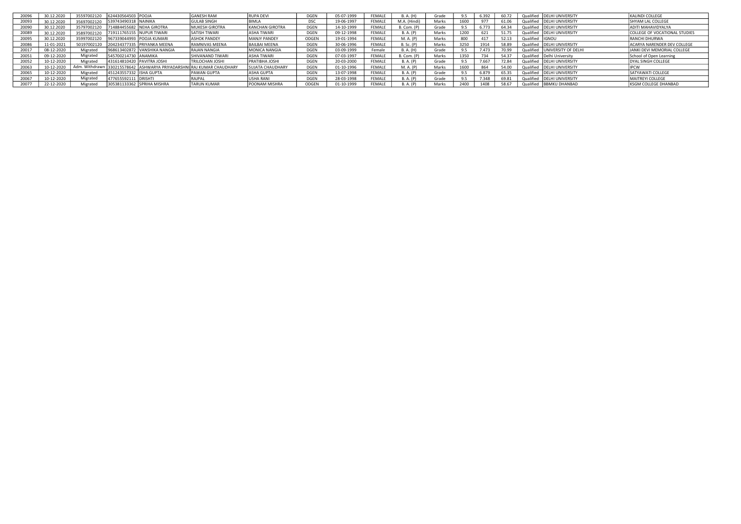| | | | | | | | | | | | | | | | | | | |
|---|---|---|---|---|---|---|---|---|---|---|---|---|---|---|---|---|---|---|
| 20096 | 30.12.2020 | 35597002120 | 624430564503 | POOJA | GANESH RAM | RUPA DEVI | DGEN | 05-07-1999 | FEMALE | B. A. (H) | Grade | 9.5 | 6.392 | 60.72 | Qualified | DELHI UNIVERSITY | KALINDI COLLEGE |
| 20093 | 30.12.2020 | 35697002120 | 539743490318 | NAINIKA | GULAB SINGH | BIMLA | DSC | 19-06-1997 | FEMALE | M.A. (Hindi) | Marks | 1600 | 977 | 61.06 | Qualified | DELHI UNIVERSITY | SHYAM LAL COLLEGE |
| 20090 | 30.12.2020 | 35797002120 | 714884455682 | NEHA GIROTRA | MUKESH GIROTRA | KANCHAN GIROTRA | DGEN | 14-10-1999 | FEMALE | B. Com. (P) | Grade | 9.5 | 6.773 | 64.34 | Qualified | DELHI UNIVERSITY | ADITI MAHAVIDYALYA |
| 20089 | 30.12.2020 | 35897002120 | 719111765155 | NUPUR TIWARI | SATISH TIWARI | ASHA TIWARI | DGEN | 09-12-1998 | FEMALE | B. A. (P) | Marks | 1200 | 621 | 51.75 | Qualified | DELHI UNIVERSITY | COLLEGE OF VOCATIONAL STUDIES |
| 20095 | 30.12.2020 | 35997002120 | 967339044993 | POOJA KUMARI | ASHOK PANDEY | MANJY PANDEY | ODGEN | 19-01-1994 | FEMALE | M. A. (P) | Marks | 800 | 417 | 52.13 | Qualified | IGNOU | RANCHI DHURWA |
| 20086 | 11-01-2021 | 50197002120 | 204234377335 | PRIYANKA MEENA | RAMNIVAS MEENA | BAILBAI MEENA | DGEN | 30-06-1996 | FEMALE | B. Sc. (P) | Marks | 3250 | 1914 | 58.89 | Qualified | DELHI UNIVERSITY | ACARYA NARENDER DEV COLLEGE |
| 20017 | 08-12-2020 | Migrated | 968613402872 | VANSHIKA NANGIA | RAJAN NANGIA | MONICA NANGIA | DGEN | 03-09-1999 | Female | B. A. (H) | Grade | 9.5 | 7.473 | 70.99 | Qualified | UNIVERSITY OF DELHI | JANKI DEVI MEMORIAL COLLEGE |
| 20051 | 09-12-2020 | Migrated | 545700214730 | ANAMIKA | SHIVANAND TIWARI | ASHA TIWARI | DGEN | 07-03-1997 | FEMALE | B. Com. (P) | Marks | 1350 | 734 | 54.37 | Qualified | Delhi University | School of Open Learning |
| 20052 | 10-12-2020 | Migrated | 431614810420 | PAVITRA JOSHI | TRILOCHAN JOSHI | PRATIBHA JOSHI | DGEN | 20-03-2000 | FEMALE | B. A. (P) | Grade | 9.5 | 7.667 | 72.84 | Qualified | DELHI UNIVERSITY | DYAL SINGH COLLEGE |
| 20063 | 10-12-2020 | Adm. Withdrawn | 330215578642 | ASHWARYA PRIYADARSHNI | RAJ KUMAR CHAUDHARY | SUJATA CHAUDHARY | DGEN | 01-10-1996 | FEMALE | M. A. (P) | Marks | 1600 | 864 | 54.00 | Qualified | DELHI UNIVERSITY | IPCW |
| 20065 | 10-12-2020 | Migrated | 451243557332 | ISHA GUPTA | PAWAN GUPTA | ASHA GUPTA | DGEN | 13-07-1998 | FEMALE | B. A. (P) | Grade | 9.5 | 6.879 | 65.35 | Qualified | DELHI UNIVERSITY | SATYAWATI COLLEGE |
| 20067 | 10-12-2020 | Migrated | 477655592111 | DRISHTI | RAJPAL | USHA RANI | DGEN | 28-03-1998 | FEMALE | B. A. (P) | Grade | 9.5 | 7.348 | 69.81 | Qualified | DELHI UNIVERSITY | MAITREYI COLLEGE |
| 20077 | 22-12-2020 | Migrated | 305381133362 | SPRIHA MISHRA | TARUN KUMAR | POONAM MISHRA | ODGEN | 01-10-1999 | FEMALE | B. A. (P) | Marks | 2400 | 1408 | 58.67 | Qualified | BBMKU DHANBAD | KSGM COLLEGE DHANBAD |